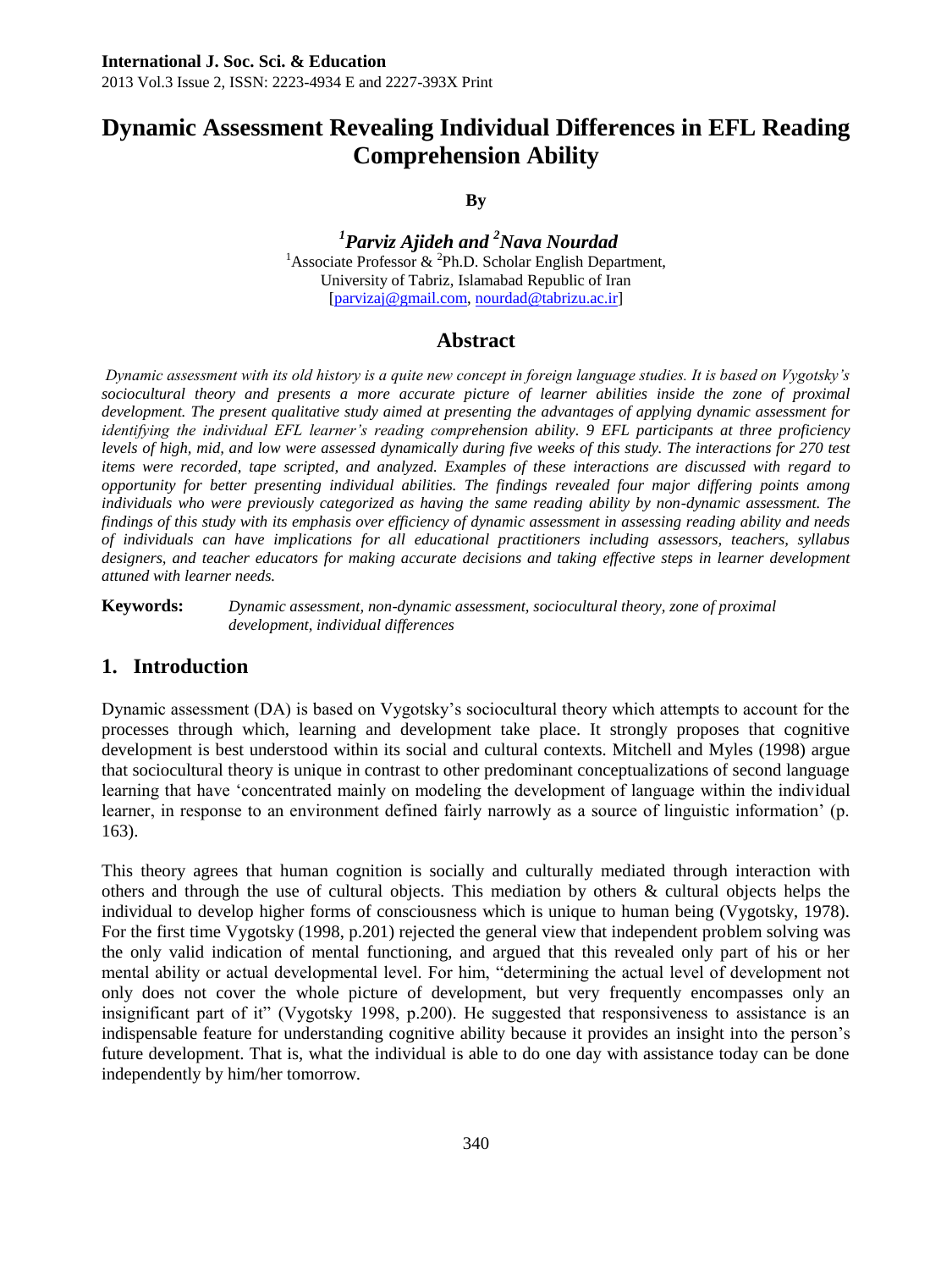**International J. Soc. Sci. & Education**
2013 Vol.3 Issue 2, ISSN: 2223-4934 E and 2227-393X Print

# Dynamic Assessment Revealing Individual Differences in EFL Reading Comprehension Ability

**By**

***[1]Parviz Ajideh and [2]Nava Nourdad***

[1]Associate Professor & [2]Ph.D. Scholar English Department,
University of Tabriz, Islamabad Republic of Iran
[parvizaj@gmail.com, nourdad@tabrizu.ac.ir]

## Abstract

*Dynamic assessment with its old history is a quite new concept in foreign language studies. It is based on Vygotsky's sociocultural theory and presents a more accurate picture of learner abilities inside the zone of proximal development. The present qualitative study aimed at presenting the advantages of applying dynamic assessment for identifying the individual EFL learner's reading comprehension ability. 9 EFL participants at three proficiency levels of high, mid, and low were assessed dynamically during five weeks of this study. The interactions for 270 test items were recorded, tape scripted, and analyzed. Examples of these interactions are discussed with regard to opportunity for better presenting individual abilities. The findings revealed four major differing points among individuals who were previously categorized as having the same reading ability by non-dynamic assessment. The findings of this study with its emphasis over efficiency of dynamic assessment in assessing reading ability and needs of individuals can have implications for all educational practitioners including assessors, teachers, syllabus designers, and teacher educators for making accurate decisions and taking effective steps in learner development attuned with learner needs.*

**Keywords:** *Dynamic assessment, non-dynamic assessment, sociocultural theory, zone of proximal development, individual differences*

## 1. Introduction

Dynamic assessment (DA) is based on Vygotsky's sociocultural theory which attempts to account for the processes through which, learning and development take place. It strongly proposes that cognitive development is best understood within its social and cultural contexts. Mitchell and Myles (1998) argue that sociocultural theory is unique in contrast to other predominant conceptualizations of second language learning that have 'concentrated mainly on modeling the development of language within the individual learner, in response to an environment defined fairly narrowly as a source of linguistic information' (p. 163).

This theory agrees that human cognition is socially and culturally mediated through interaction with others and through the use of cultural objects. This mediation by others & cultural objects helps the individual to develop higher forms of consciousness which is unique to human being (Vygotsky, 1978). For the first time Vygotsky (1998, p.201) rejected the general view that independent problem solving was the only valid indication of mental functioning, and argued that this revealed only part of his or her mental ability or actual developmental level. For him, "determining the actual level of development not only does not cover the whole picture of development, but very frequently encompasses only an insignificant part of it" (Vygotsky 1998, p.200). He suggested that responsiveness to assistance is an indispensable feature for understanding cognitive ability because it provides an insight into the person's future development. That is, what the individual is able to do one day with assistance today can be done independently by him/her tomorrow.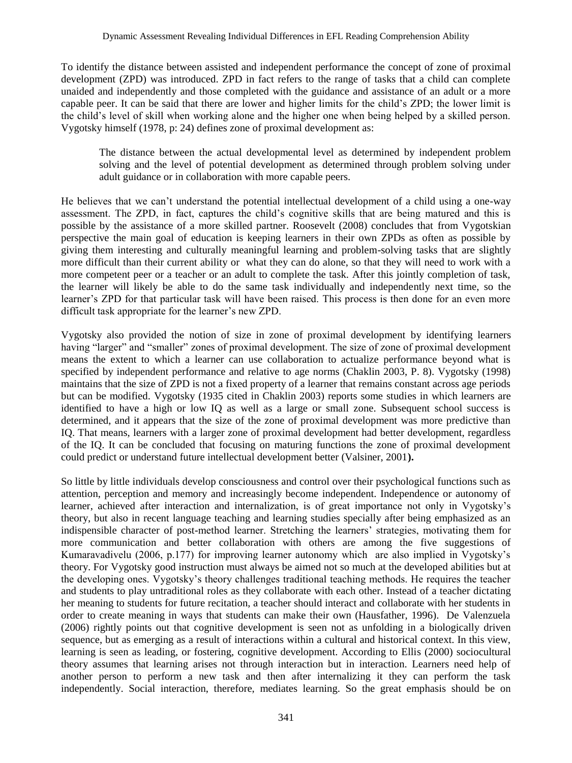To identify the distance between assisted and independent performance the concept of zone of proximal development (ZPD) was introduced. ZPD in fact refers to the range of tasks that a child can complete unaided and independently and those completed with the guidance and assistance of an adult or a more capable peer. It can be said that there are lower and higher limits for the child's ZPD; the lower limit is the child's level of skill when working alone and the higher one when being helped by a skilled person. Vygotsky himself (1978, p: 24) defines zone of proximal development as:

> The distance between the actual developmental level as determined by independent problem solving and the level of potential development as determined through problem solving under adult guidance or in collaboration with more capable peers.

He believes that we can't understand the potential intellectual development of a child using a one-way assessment. The ZPD, in fact, captures the child's cognitive skills that are being matured and this is possible by the assistance of a more skilled partner. Roosevelt (2008) concludes that from Vygotskian perspective the main goal of education is keeping learners in their own ZPDs as often as possible by giving them interesting and culturally meaningful learning and problem-solving tasks that are slightly more difficult than their current ability or what they can do alone, so that they will need to work with a more competent peer or a teacher or an adult to complete the task. After this jointly completion of task, the learner will likely be able to do the same task individually and independently next time, so the learner's ZPD for that particular task will have been raised. This process is then done for an even more difficult task appropriate for the learner's new ZPD.

Vygotsky also provided the notion of size in zone of proximal development by identifying learners having "larger" and "smaller" zones of proximal development. The size of zone of proximal development means the extent to which a learner can use collaboration to actualize performance beyond what is specified by independent performance and relative to age norms (Chaklin 2003, P. 8). Vygotsky (1998) maintains that the size of ZPD is not a fixed property of a learner that remains constant across age periods but can be modified. Vygotsky (1935 cited in Chaklin 2003) reports some studies in which learners are identified to have a high or low IQ as well as a large or small zone. Subsequent school success is determined, and it appears that the size of the zone of proximal development was more predictive than IQ. That means, learners with a larger zone of proximal development had better development, regardless of the IQ. It can be concluded that focusing on maturing functions the zone of proximal development could predict or understand future intellectual development better (Valsiner, 2001**).**

So little by little individuals develop consciousness and control over their psychological functions such as attention, perception and memory and increasingly become independent. Independence or autonomy of learner, achieved after interaction and internalization, is of great importance not only in Vygotsky's theory, but also in recent language teaching and learning studies specially after being emphasized as an indispensible character of post-method learner. Stretching the learners' strategies, motivating them for more communication and better collaboration with others are among the five suggestions of Kumaravadivelu (2006, p.177) for improving learner autonomy which are also implied in Vygotsky's theory. For Vygotsky good instruction must always be aimed not so much at the developed abilities but at the developing ones. Vygotsky's theory challenges traditional teaching methods. He requires the teacher and students to play untraditional roles as they collaborate with each other. Instead of a teacher dictating her meaning to students for future recitation, a teacher should interact and collaborate with her students in order to create meaning in ways that students can make their own (Hausfather, 1996). De Valenzuela (2006) rightly points out that cognitive development is seen not as unfolding in a biologically driven sequence, but as emerging as a result of interactions within a cultural and historical context. In this view, learning is seen as leading, or fostering, cognitive development. According to Ellis (2000) sociocultural theory assumes that learning arises not through interaction but in interaction. Learners need help of another person to perform a new task and then after internalizing it they can perform the task independently. Social interaction, therefore, mediates learning. So the great emphasis should be on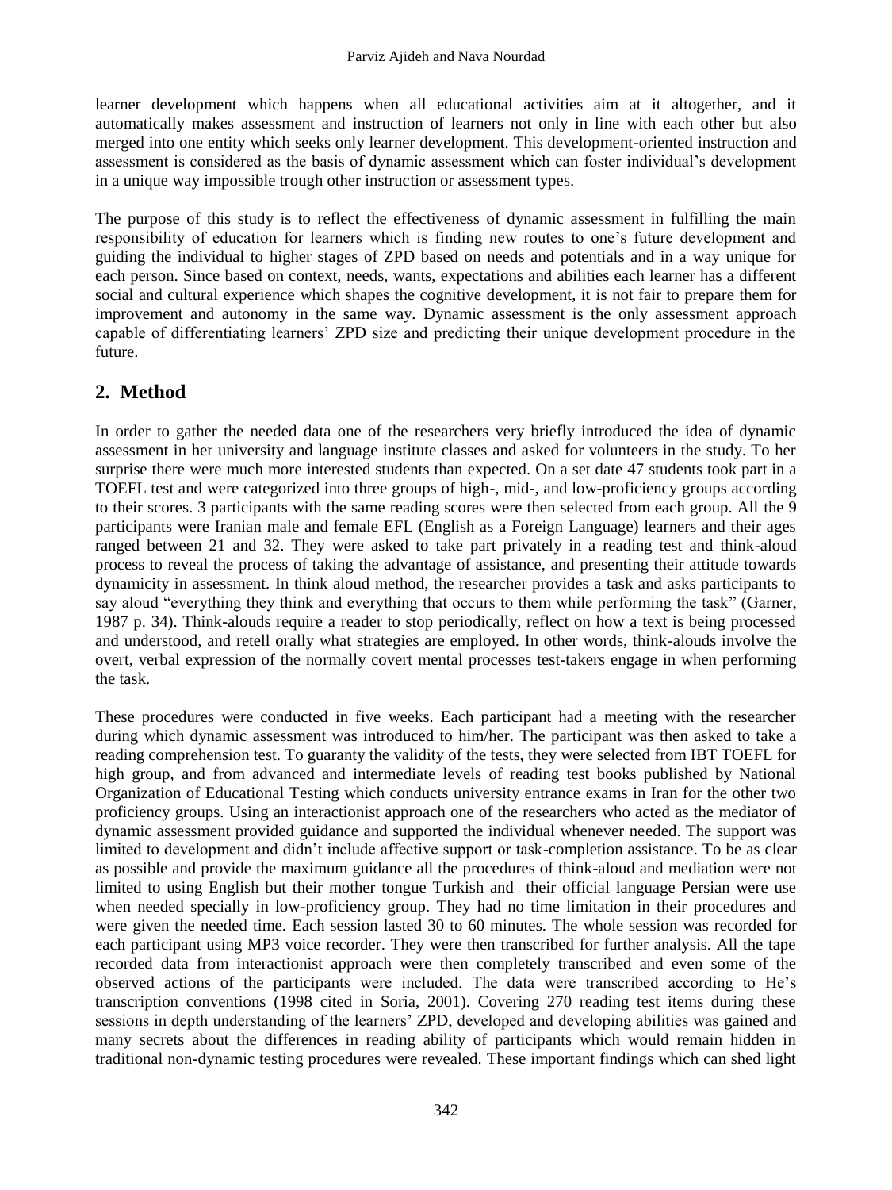learner development which happens when all educational activities aim at it altogether, and it automatically makes assessment and instruction of learners not only in line with each other but also merged into one entity which seeks only learner development. This development-oriented instruction and assessment is considered as the basis of dynamic assessment which can foster individual's development in a unique way impossible trough other instruction or assessment types.

The purpose of this study is to reflect the effectiveness of dynamic assessment in fulfilling the main responsibility of education for learners which is finding new routes to one's future development and guiding the individual to higher stages of ZPD based on needs and potentials and in a way unique for each person. Since based on context, needs, wants, expectations and abilities each learner has a different social and cultural experience which shapes the cognitive development, it is not fair to prepare them for improvement and autonomy in the same way. Dynamic assessment is the only assessment approach capable of differentiating learners' ZPD size and predicting their unique development procedure in the future.

## 2. Method

In order to gather the needed data one of the researchers very briefly introduced the idea of dynamic assessment in her university and language institute classes and asked for volunteers in the study. To her surprise there were much more interested students than expected. On a set date 47 students took part in a TOEFL test and were categorized into three groups of high-, mid-, and low-proficiency groups according to their scores. 3 participants with the same reading scores were then selected from each group. All the 9 participants were Iranian male and female EFL (English as a Foreign Language) learners and their ages ranged between 21 and 32. They were asked to take part privately in a reading test and think-aloud process to reveal the process of taking the advantage of assistance, and presenting their attitude towards dynamicity in assessment. In think aloud method, the researcher provides a task and asks participants to say aloud "everything they think and everything that occurs to them while performing the task" (Garner, 1987 p. 34). Think-alouds require a reader to stop periodically, reflect on how a text is being processed and understood, and retell orally what strategies are employed. In other words, think-alouds involve the overt, verbal expression of the normally covert mental processes test-takers engage in when performing the task.

These procedures were conducted in five weeks. Each participant had a meeting with the researcher during which dynamic assessment was introduced to him/her. The participant was then asked to take a reading comprehension test. To guaranty the validity of the tests, they were selected from IBT TOEFL for high group, and from advanced and intermediate levels of reading test books published by National Organization of Educational Testing which conducts university entrance exams in Iran for the other two proficiency groups. Using an interactionist approach one of the researchers who acted as the mediator of dynamic assessment provided guidance and supported the individual whenever needed. The support was limited to development and didn't include affective support or task-completion assistance. To be as clear as possible and provide the maximum guidance all the procedures of think-aloud and mediation were not limited to using English but their mother tongue Turkish and their official language Persian were use when needed specially in low-proficiency group. They had no time limitation in their procedures and were given the needed time. Each session lasted 30 to 60 minutes. The whole session was recorded for each participant using MP3 voice recorder. They were then transcribed for further analysis. All the tape recorded data from interactionist approach were then completely transcribed and even some of the observed actions of the participants were included. The data were transcribed according to He's transcription conventions (1998 cited in Soria, 2001). Covering 270 reading test items during these sessions in depth understanding of the learners' ZPD, developed and developing abilities was gained and many secrets about the differences in reading ability of participants which would remain hidden in traditional non-dynamic testing procedures were revealed. These important findings which can shed light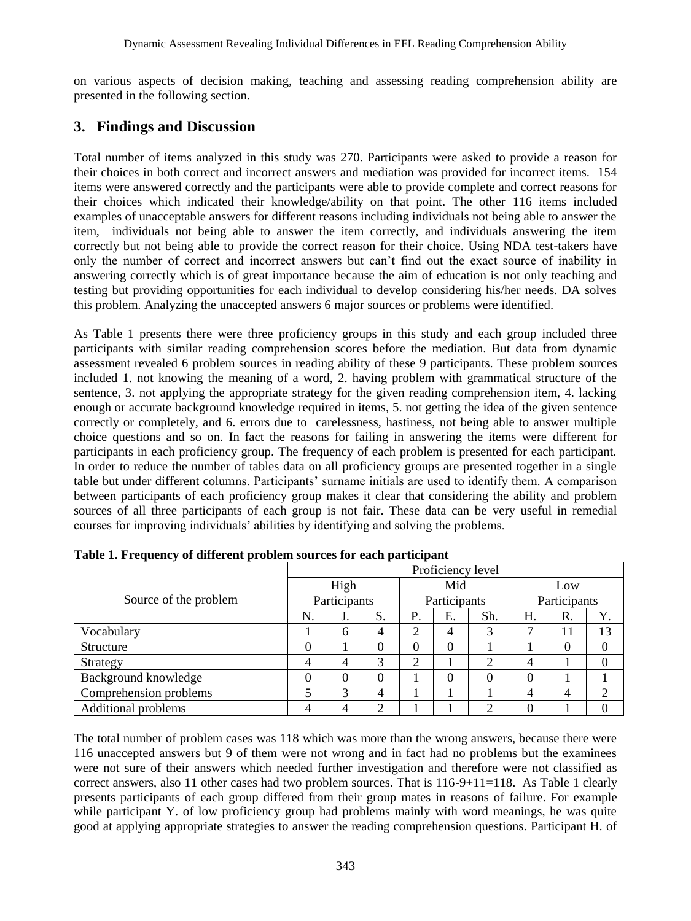on various aspects of decision making, teaching and assessing reading comprehension ability are presented in the following section.

## 3. Findings and Discussion

Total number of items analyzed in this study was 270. Participants were asked to provide a reason for their choices in both correct and incorrect answers and mediation was provided for incorrect items. 154 items were answered correctly and the participants were able to provide complete and correct reasons for their choices which indicated their knowledge/ability on that point. The other 116 items included examples of unacceptable answers for different reasons including individuals not being able to answer the item, individuals not being able to answer the item correctly, and individuals answering the item correctly but not being able to provide the correct reason for their choice. Using NDA test-takers have only the number of correct and incorrect answers but can't find out the exact source of inability in answering correctly which is of great importance because the aim of education is not only teaching and testing but providing opportunities for each individual to develop considering his/her needs. DA solves this problem. Analyzing the unaccepted answers 6 major sources or problems were identified.

As Table 1 presents there were three proficiency groups in this study and each group included three participants with similar reading comprehension scores before the mediation. But data from dynamic assessment revealed 6 problem sources in reading ability of these 9 participants. These problem sources included 1. not knowing the meaning of a word, 2. having problem with grammatical structure of the sentence, 3. not applying the appropriate strategy for the given reading comprehension item, 4. lacking enough or accurate background knowledge required in items, 5. not getting the idea of the given sentence correctly or completely, and 6. errors due to carelessness, hastiness, not being able to answer multiple choice questions and so on. In fact the reasons for failing in answering the items were different for participants in each proficiency group. The frequency of each problem is presented for each participant. In order to reduce the number of tables data on all proficiency groups are presented together in a single table but under different columns. Participants' surname initials are used to identify them. A comparison between participants of each proficiency group makes it clear that considering the ability and problem sources of all three participants of each group is not fair. These data can be very useful in remedial courses for improving individuals' abilities by identifying and solving the problems.

**Table 1. Frequency of different problem sources for each participant**

| Source of the problem | Proficiency level | | | | | | | | |
|---|---|---|---|---|---|---|---|---|---|
| | High | | | Mid | | | Low | | |
| | Participants | | | Participants | | | Participants | | |
| | N. | J. | S. | P. | E. | Sh. | H. | R. | Y. |
| Vocabulary | 1 | 6 | 4 | 2 | 4 | 3 | 7 | 11 | 13 |
| Structure | 0 | 1 | 0 | 0 | 0 | 1 | 1 | 0 | 0 |
| Strategy | 4 | 4 | 3 | 2 | 1 | 2 | 4 | 1 | 0 |
| Background knowledge | 0 | 0 | 0 | 1 | 0 | 0 | 0 | 1 | 1 |
| Comprehension problems | 5 | 3 | 4 | 1 | 1 | 1 | 4 | 4 | 2 |
| Additional problems | 4 | 4 | 2 | 1 | 1 | 2 | 0 | 1 | 0 |

The total number of problem cases was 118 which was more than the wrong answers, because there were 116 unaccepted answers but 9 of them were not wrong and in fact had no problems but the examinees were not sure of their answers which needed further investigation and therefore were not classified as correct answers, also 11 other cases had two problem sources. That is 116-9+11=118. As Table 1 clearly presents participants of each group differed from their group mates in reasons of failure. For example while participant Y. of low proficiency group had problems mainly with word meanings, he was quite good at applying appropriate strategies to answer the reading comprehension questions. Participant H. of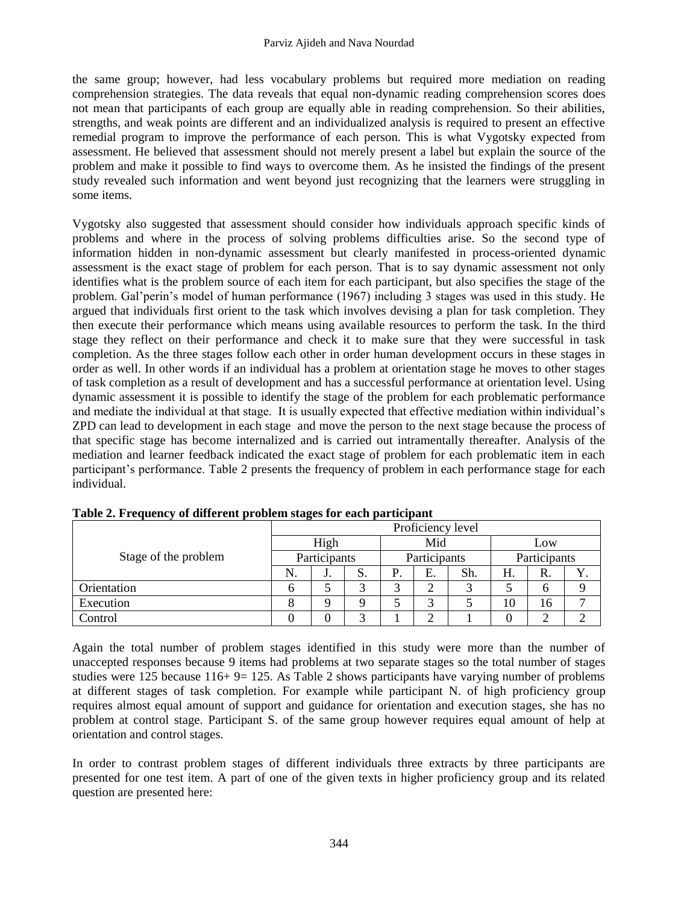the same group; however, had less vocabulary problems but required more mediation on reading comprehension strategies. The data reveals that equal non-dynamic reading comprehension scores does not mean that participants of each group are equally able in reading comprehension. So their abilities, strengths, and weak points are different and an individualized analysis is required to present an effective remedial program to improve the performance of each person. This is what Vygotsky expected from assessment. He believed that assessment should not merely present a label but explain the source of the problem and make it possible to find ways to overcome them. As he insisted the findings of the present study revealed such information and went beyond just recognizing that the learners were struggling in some items.

Vygotsky also suggested that assessment should consider how individuals approach specific kinds of problems and where in the process of solving problems difficulties arise. So the second type of information hidden in non-dynamic assessment but clearly manifested in process-oriented dynamic assessment is the exact stage of problem for each person. That is to say dynamic assessment not only identifies what is the problem source of each item for each participant, but also specifies the stage of the problem. Gal'perin's model of human performance (1967) including 3 stages was used in this study. He argued that individuals first orient to the task which involves devising a plan for task completion. They then execute their performance which means using available resources to perform the task. In the third stage they reflect on their performance and check it to make sure that they were successful in task completion. As the three stages follow each other in order human development occurs in these stages in order as well. In other words if an individual has a problem at orientation stage he moves to other stages of task completion as a result of development and has a successful performance at orientation level. Using dynamic assessment it is possible to identify the stage of the problem for each problematic performance and mediate the individual at that stage. It is usually expected that effective mediation within individual's ZPD can lead to development in each stage and move the person to the next stage because the process of that specific stage has become internalized and is carried out intramentally thereafter. Analysis of the mediation and learner feedback indicated the exact stage of problem for each problematic item in each participant's performance. Table 2 presents the frequency of problem in each performance stage for each individual.

**Table 2. Frequency of different problem stages for each participant**

| Stage of the problem | Proficiency level | | | | | | | | |
|---|---|---|---|---|---|---|---|---|---|
| | High | | | Mid | | | Low | | |
| | Participants | | | Participants | | | Participants | | |
| | N. | J. | S. | P. | E. | Sh. | H. | R. | Y. |
| Orientation | 6 | 5 | 3 | 3 | 2 | 3 | 5 | 6 | 9 |
| Execution | 8 | 9 | 9 | 5 | 3 | 5 | 10 | 16 | 7 |
| Control | 0 | 0 | 3 | 1 | 2 | 1 | 0 | 2 | 2 |

Again the total number of problem stages identified in this study were more than the number of unaccepted responses because 9 items had problems at two separate stages so the total number of stages studies were 125 because 116+ 9= 125. As Table 2 shows participants have varying number of problems at different stages of task completion. For example while participant N. of high proficiency group requires almost equal amount of support and guidance for orientation and execution stages, she has no problem at control stage. Participant S. of the same group however requires equal amount of help at orientation and control stages.

In order to contrast problem stages of different individuals three extracts by three participants are presented for one test item. A part of one of the given texts in higher proficiency group and its related question are presented here: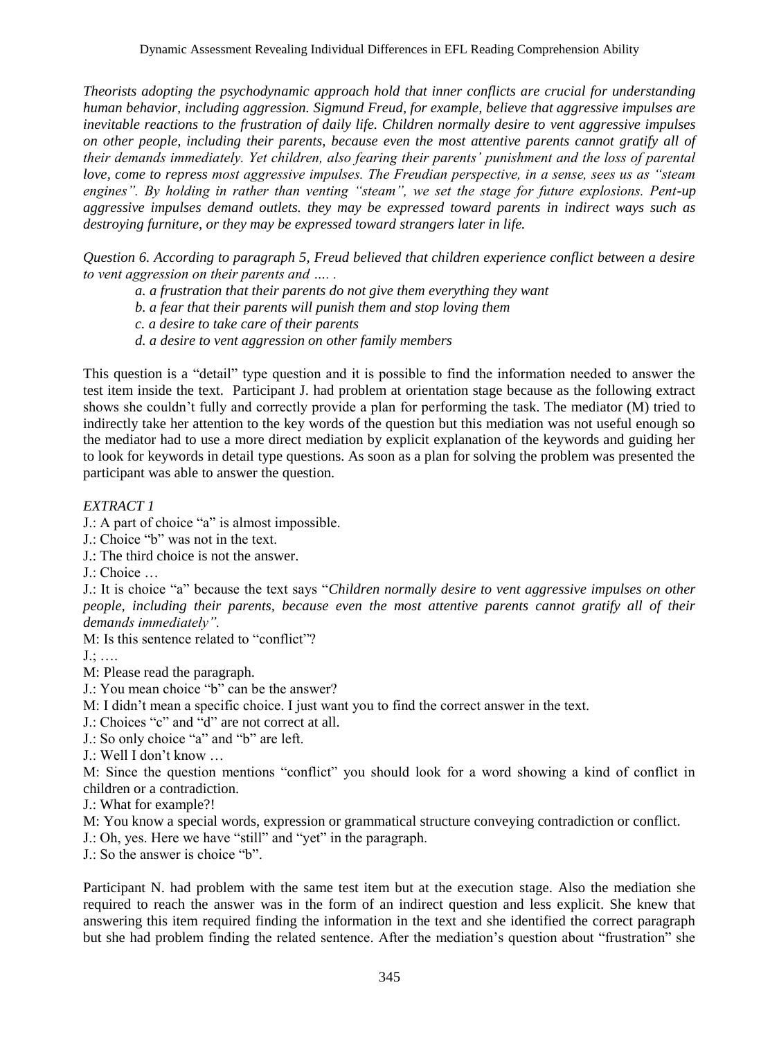*Theorists adopting the psychodynamic approach hold that inner conflicts are crucial for understanding human behavior, including aggression. Sigmund Freud, for example, believe that aggressive impulses are inevitable reactions to the frustration of daily life. Children normally desire to vent aggressive impulses on other people, including their parents, because even the most attentive parents cannot gratify all of their demands immediately. Yet children, also fearing their parents' punishment and the loss of parental love, come to repress most aggressive impulses. The Freudian perspective, in a sense, sees us as "steam engines". By holding in rather than venting "steam", we set the stage for future explosions. Pent-up aggressive impulses demand outlets. they may be expressed toward parents in indirect ways such as destroying furniture, or they may be expressed toward strangers later in life.*

*Question 6. According to paragraph 5, Freud believed that children experience conflict between a desire to vent aggression on their parents and .... .*

- *a. a frustration that their parents do not give them everything they want*
- *b. a fear that their parents will punish them and stop loving them*
- *c. a desire to take care of their parents*
- *d. a desire to vent aggression on other family members*

This question is a "detail" type question and it is possible to find the information needed to answer the test item inside the text. Participant J. had problem at orientation stage because as the following extract shows she couldn't fully and correctly provide a plan for performing the task. The mediator (M) tried to indirectly take her attention to the key words of the question but this mediation was not useful enough so the mediator had to use a more direct mediation by explicit explanation of the keywords and guiding her to look for keywords in detail type questions. As soon as a plan for solving the problem was presented the participant was able to answer the question.

*EXTRACT 1*

J.: A part of choice "a" is almost impossible.
J.: Choice "b" was not in the text.
J.: The third choice is not the answer.
J.: Choice …
J.: It is choice "a" because the text says "*Children normally desire to vent aggressive impulses on other people, including their parents, because even the most attentive parents cannot gratify all of their demands immediately".*
M: Is this sentence related to "conflict"?
J.; ….
M: Please read the paragraph.
J.: You mean choice "b" can be the answer?
M: I didn't mean a specific choice. I just want you to find the correct answer in the text.
J.: Choices "c" and "d" are not correct at all.
J.: So only choice "a" and "b" are left.
J.: Well I don't know …
M: Since the question mentions "conflict" you should look for a word showing a kind of conflict in children or a contradiction.
J.: What for example?!
M: You know a special words, expression or grammatical structure conveying contradiction or conflict.
J.: Oh, yes. Here we have "still" and "yet" in the paragraph.
J.: So the answer is choice "b".

Participant N. had problem with the same test item but at the execution stage. Also the mediation she required to reach the answer was in the form of an indirect question and less explicit. She knew that answering this item required finding the information in the text and she identified the correct paragraph but she had problem finding the related sentence. After the mediation's question about "frustration" she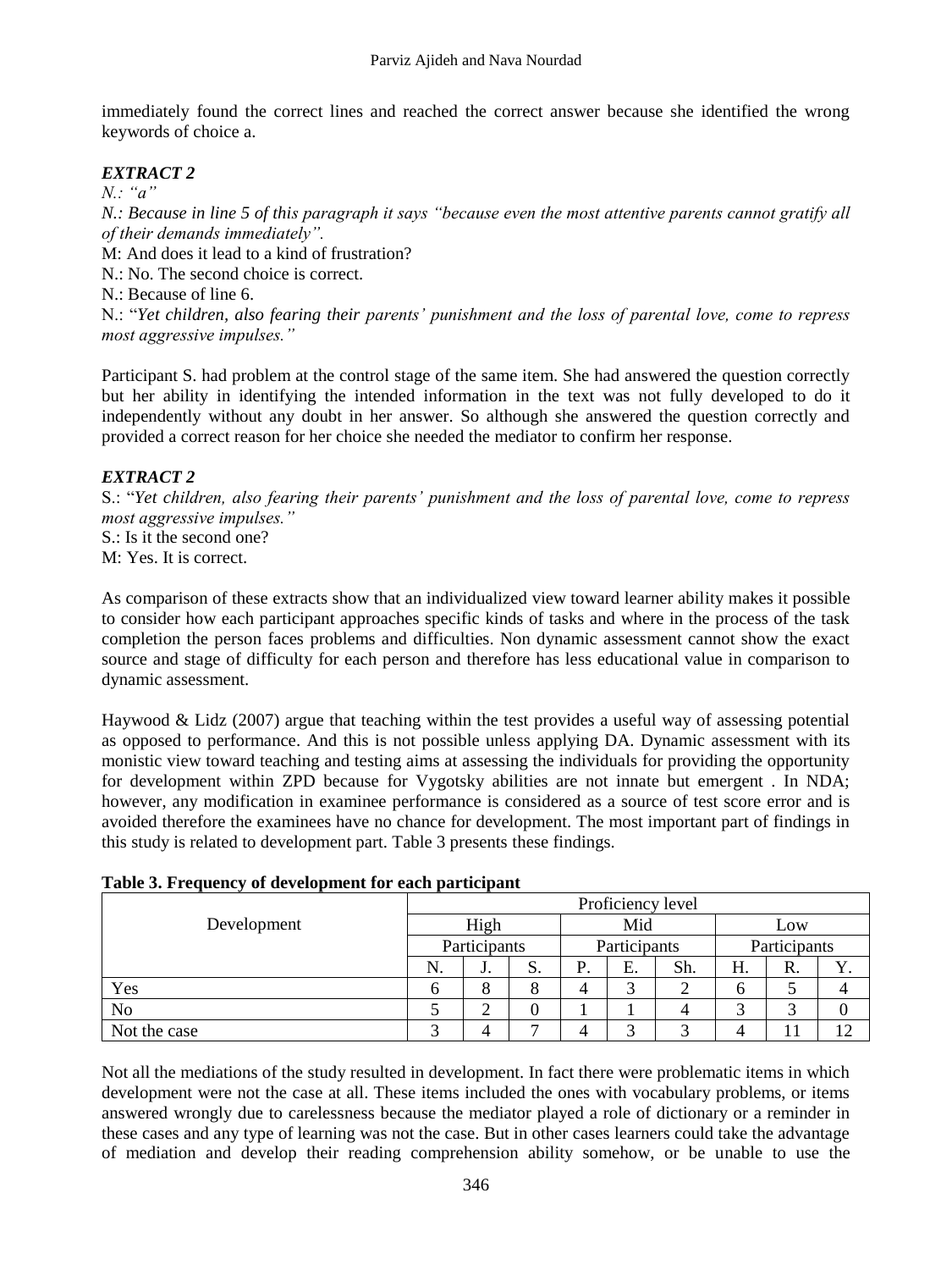immediately found the correct lines and reached the correct answer because she identified the wrong keywords of choice a.

### *EXTRACT 2*

*N.: "a"*

*N.: Because in line 5 of this paragraph it says "because even the most attentive parents cannot gratify all of their demands immediately".*

M: And does it lead to a kind of frustration?

N.: No. The second choice is correct.

N.: Because of line 6.

N.: "*Yet children, also fearing their parents' punishment and the loss of parental love, come to repress most aggressive impulses."*

Participant S. had problem at the control stage of the same item. She had answered the question correctly but her ability in identifying the intended information in the text was not fully developed to do it independently without any doubt in her answer. So although she answered the question correctly and provided a correct reason for her choice she needed the mediator to confirm her response.

### *EXTRACT 2*

S.: "*Yet children, also fearing their parents' punishment and the loss of parental love, come to repress most aggressive impulses."*

S.: Is it the second one?

M: Yes. It is correct.

As comparison of these extracts show that an individualized view toward learner ability makes it possible to consider how each participant approaches specific kinds of tasks and where in the process of the task completion the person faces problems and difficulties. Non dynamic assessment cannot show the exact source and stage of difficulty for each person and therefore has less educational value in comparison to dynamic assessment.

Haywood & Lidz (2007) argue that teaching within the test provides a useful way of assessing potential as opposed to performance. And this is not possible unless applying DA. Dynamic assessment with its monistic view toward teaching and testing aims at assessing the individuals for providing the opportunity for development within ZPD because for Vygotsky abilities are not innate but emergent . In NDA; however, any modification in examinee performance is considered as a source of test score error and is avoided therefore the examinees have no chance for development. The most important part of findings in this study is related to development part. Table 3 presents these findings.

**Table 3. Frequency of development for each participant**

| Development | Proficiency level | | | | | | | | |
|---|---|---|---|---|---|---|---|---|---|
| | High | | | Mid | | | Low | | |
| | Participants | | | Participants | | | Participants | | |
| | N. | J. | S. | P. | E. | Sh. | H. | R. | Y. |
| Yes | 6 | 8 | 8 | 4 | 3 | 2 | 6 | 5 | 4 |
| No | 5 | 2 | 0 | 1 | 1 | 4 | 3 | 3 | 0 |
| Not the case | 3 | 4 | 7 | 4 | 3 | 3 | 4 | 11 | 12 |

Not all the mediations of the study resulted in development. In fact there were problematic items in which development were not the case at all. These items included the ones with vocabulary problems, or items answered wrongly due to carelessness because the mediator played a role of dictionary or a reminder in these cases and any type of learning was not the case. But in other cases learners could take the advantage of mediation and develop their reading comprehension ability somehow, or be unable to use the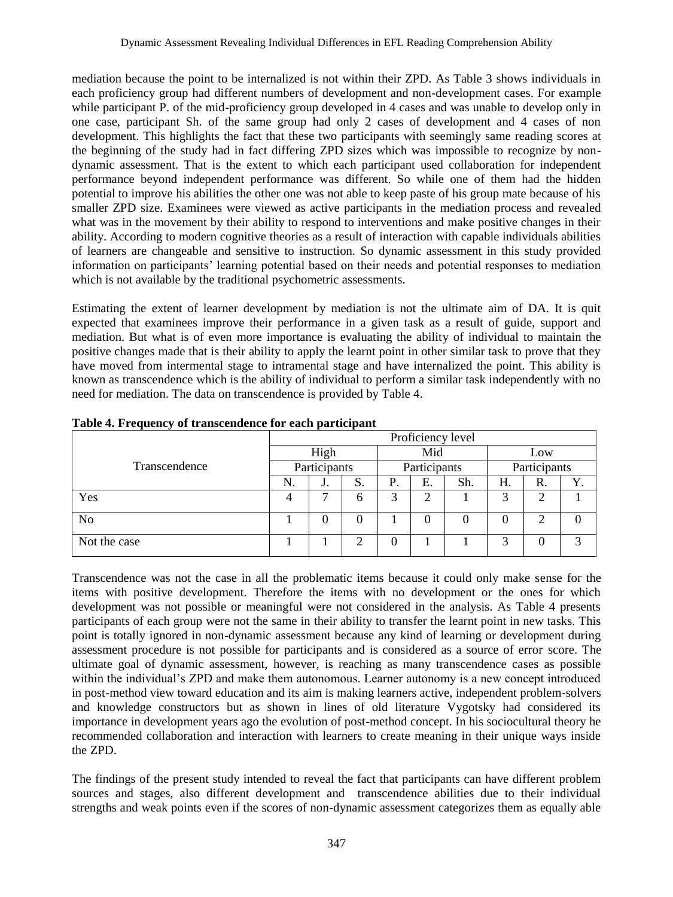mediation because the point to be internalized is not within their ZPD. As Table 3 shows individuals in each proficiency group had different numbers of development and non-development cases. For example while participant P. of the mid-proficiency group developed in 4 cases and was unable to develop only in one case, participant Sh. of the same group had only 2 cases of development and 4 cases of non development. This highlights the fact that these two participants with seemingly same reading scores at the beginning of the study had in fact differing ZPD sizes which was impossible to recognize by non-dynamic assessment. That is the extent to which each participant used collaboration for independent performance beyond independent performance was different. So while one of them had the hidden potential to improve his abilities the other one was not able to keep paste of his group mate because of his smaller ZPD size. Examinees were viewed as active participants in the mediation process and revealed what was in the movement by their ability to respond to interventions and make positive changes in their ability. According to modern cognitive theories as a result of interaction with capable individuals abilities of learners are changeable and sensitive to instruction. So dynamic assessment in this study provided information on participants' learning potential based on their needs and potential responses to mediation which is not available by the traditional psychometric assessments.

Estimating the extent of learner development by mediation is not the ultimate aim of DA. It is quit expected that examinees improve their performance in a given task as a result of guide, support and mediation. But what is of even more importance is evaluating the ability of individual to maintain the positive changes made that is their ability to apply the learnt point in other similar task to prove that they have moved from intermental stage to intramental stage and have internalized the point. This ability is known as transcendence which is the ability of individual to perform a similar task independently with no need for mediation. The data on transcendence is provided by Table 4.

**Table 4. Frequency of transcendence for each participant**

| Transcendence | Proficiency level | | | | | | | | |
|---|---|---|---|---|---|---|---|---|---|
| | High | | | Mid | | | Low | | |
| | Participants | | | Participants | | | Participants | | |
| | N. | J. | S. | P. | E. | Sh. | H. | R. | Y. |
| Yes | 4 | 7 | 6 | 3 | 2 | 1 | 3 | 2 | 1 |
| No | 1 | 0 | 0 | 1 | 0 | 0 | 0 | 2 | 0 |
| Not the case | 1 | 1 | 2 | 0 | 1 | 1 | 3 | 0 | 3 |

Transcendence was not the case in all the problematic items because it could only make sense for the items with positive development. Therefore the items with no development or the ones for which development was not possible or meaningful were not considered in the analysis. As Table 4 presents participants of each group were not the same in their ability to transfer the learnt point in new tasks. This point is totally ignored in non-dynamic assessment because any kind of learning or development during assessment procedure is not possible for participants and is considered as a source of error score. The ultimate goal of dynamic assessment, however, is reaching as many transcendence cases as possible within the individual's ZPD and make them autonomous. Learner autonomy is a new concept introduced in post-method view toward education and its aim is making learners active, independent problem-solvers and knowledge constructors but as shown in lines of old literature Vygotsky had considered its importance in development years ago the evolution of post-method concept. In his sociocultural theory he recommended collaboration and interaction with learners to create meaning in their unique ways inside the ZPD.

The findings of the present study intended to reveal the fact that participants can have different problem sources and stages, also different development and transcendence abilities due to their individual strengths and weak points even if the scores of non-dynamic assessment categorizes them as equally able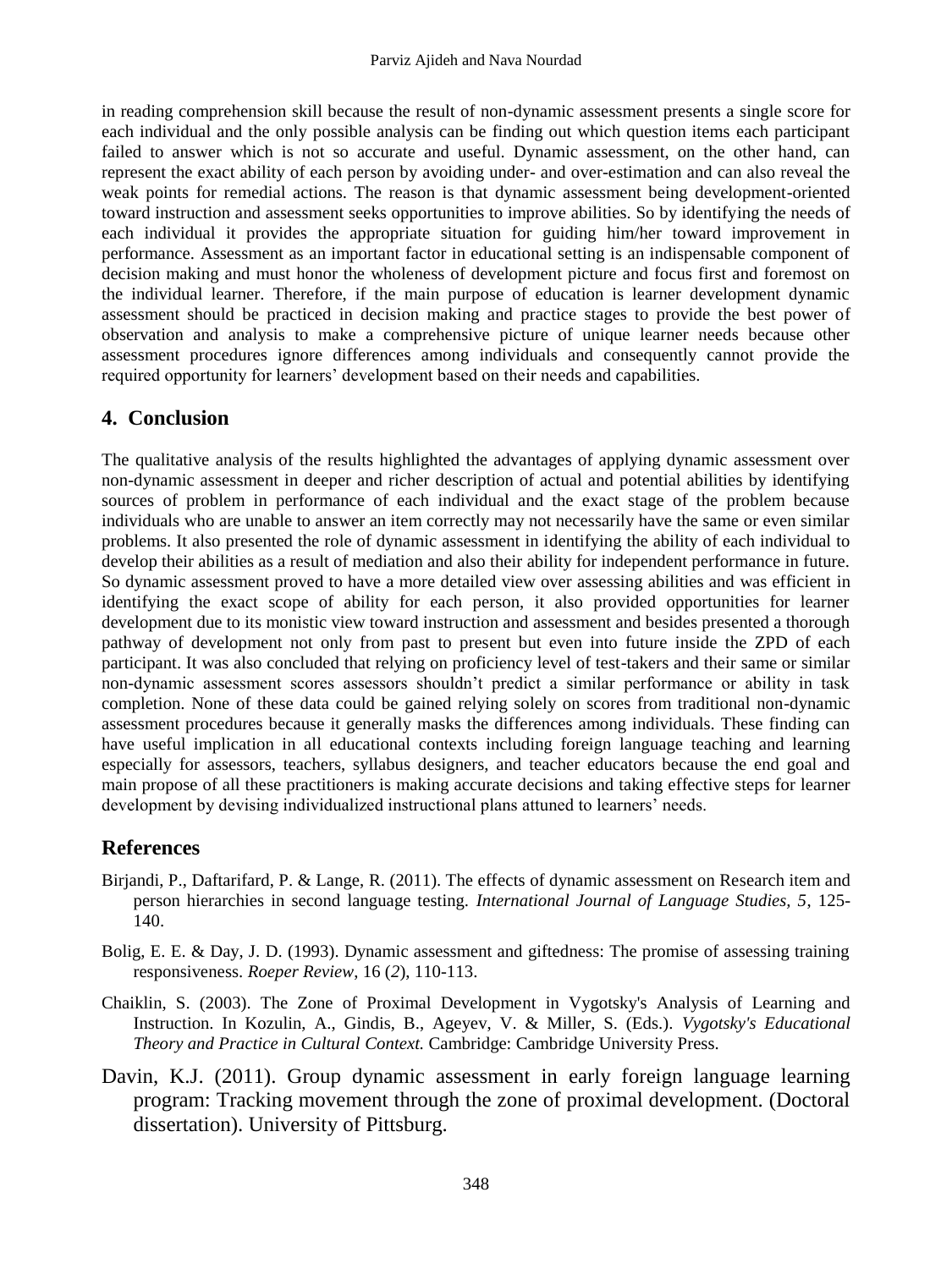in reading comprehension skill because the result of non-dynamic assessment presents a single score for each individual and the only possible analysis can be finding out which question items each participant failed to answer which is not so accurate and useful. Dynamic assessment, on the other hand, can represent the exact ability of each person by avoiding under- and over-estimation and can also reveal the weak points for remedial actions. The reason is that dynamic assessment being development-oriented toward instruction and assessment seeks opportunities to improve abilities. So by identifying the needs of each individual it provides the appropriate situation for guiding him/her toward improvement in performance. Assessment as an important factor in educational setting is an indispensable component of decision making and must honor the wholeness of development picture and focus first and foremost on the individual learner. Therefore, if the main purpose of education is learner development dynamic assessment should be practiced in decision making and practice stages to provide the best power of observation and analysis to make a comprehensive picture of unique learner needs because other assessment procedures ignore differences among individuals and consequently cannot provide the required opportunity for learners' development based on their needs and capabilities.

## 4. Conclusion

The qualitative analysis of the results highlighted the advantages of applying dynamic assessment over non-dynamic assessment in deeper and richer description of actual and potential abilities by identifying sources of problem in performance of each individual and the exact stage of the problem because individuals who are unable to answer an item correctly may not necessarily have the same or even similar problems. It also presented the role of dynamic assessment in identifying the ability of each individual to develop their abilities as a result of mediation and also their ability for independent performance in future. So dynamic assessment proved to have a more detailed view over assessing abilities and was efficient in identifying the exact scope of ability for each person, it also provided opportunities for learner development due to its monistic view toward instruction and assessment and besides presented a thorough pathway of development not only from past to present but even into future inside the ZPD of each participant. It was also concluded that relying on proficiency level of test-takers and their same or similar non-dynamic assessment scores assessors shouldn't predict a similar performance or ability in task completion. None of these data could be gained relying solely on scores from traditional non-dynamic assessment procedures because it generally masks the differences among individuals. These finding can have useful implication in all educational contexts including foreign language teaching and learning especially for assessors, teachers, syllabus designers, and teacher educators because the end goal and main propose of all these practitioners is making accurate decisions and taking effective steps for learner development by devising individualized instructional plans attuned to learners' needs.

## References

Birjandi, P., Daftarifard, P. & Lange, R. (2011). The effects of dynamic assessment on Research item and person hierarchies in second language testing. *International Journal of Language Studies, 5*, 125-140.

Bolig, E. E. & Day, J. D. (1993). Dynamic assessment and giftedness: The promise of assessing training responsiveness. *Roeper Review*, 16 (*2*), 110-113.

Chaiklin, S. (2003). The Zone of Proximal Development in Vygotsky's Analysis of Learning and Instruction. In Kozulin, A., Gindis, B., Ageyev, V. & Miller, S. (Eds.). *Vygotsky's Educational Theory and Practice in Cultural Context.* Cambridge: Cambridge University Press.

Davin, K.J. (2011). Group dynamic assessment in early foreign language learning program: Tracking movement through the zone of proximal development. (Doctoral dissertation). University of Pittsburg.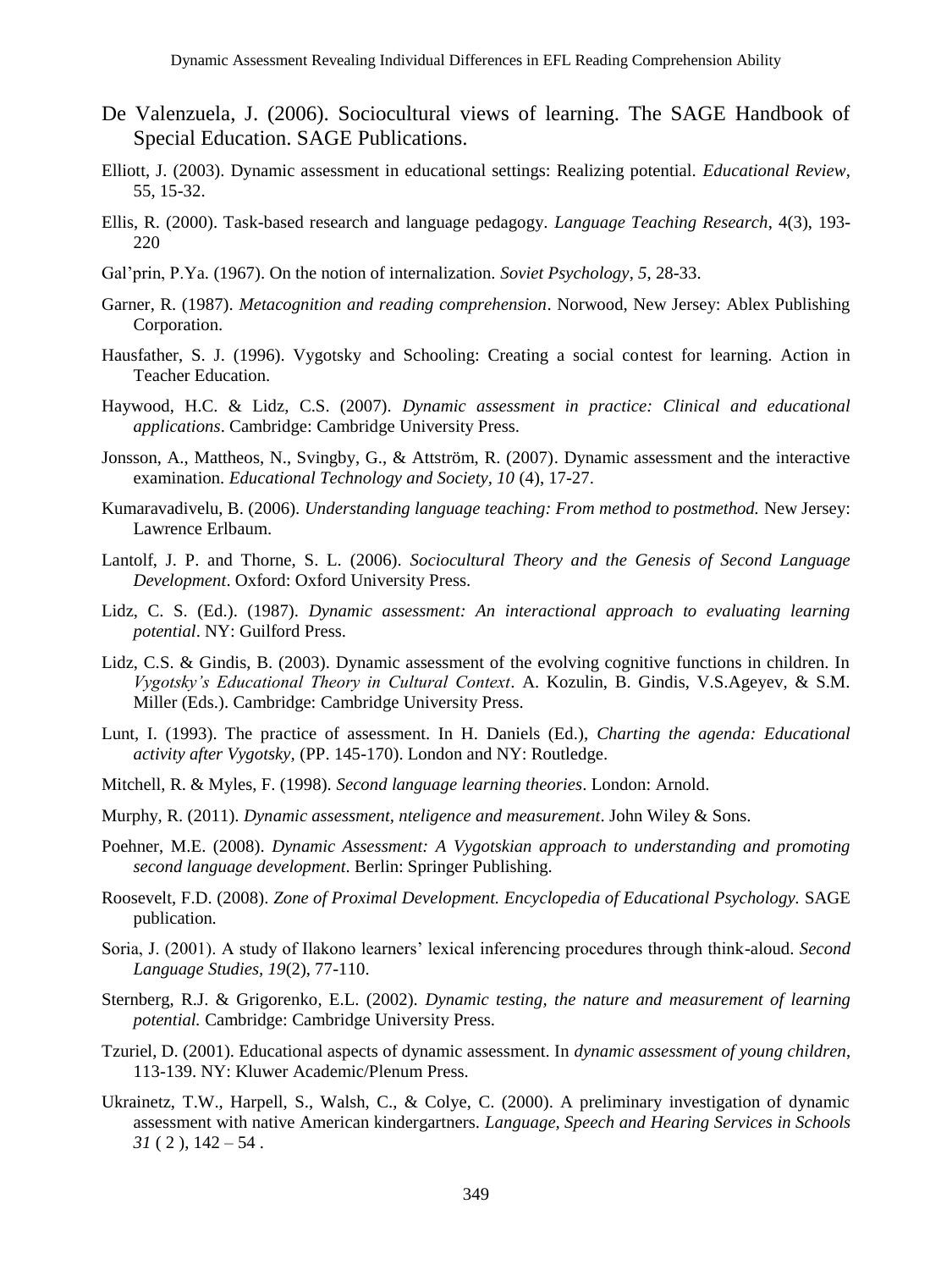De Valenzuela, J. (2006). Sociocultural views of learning. The SAGE Handbook of Special Education. SAGE Publications.

Elliott, J. (2003). Dynamic assessment in educational settings: Realizing potential. *Educational Review*, 55, 15-32.

Ellis, R. (2000). Task-based research and language pedagogy. *Language Teaching Research*, 4(3), 193-220

Gal'prin, P.Ya. (1967). On the notion of internalization. *Soviet Psychology*, *5*, 28-33.

Garner, R. (1987). *Metacognition and reading comprehension*. Norwood, New Jersey: Ablex Publishing Corporation.

Hausfather, S. J. (1996). Vygotsky and Schooling: Creating a social contest for learning. Action in Teacher Education.

Haywood, H.C. & Lidz, C.S. (2007). *Dynamic assessment in practice: Clinical and educational applications*. Cambridge: Cambridge University Press.

Jonsson, A., Mattheos, N., Svingby, G., & Attström, R. (2007). Dynamic assessment and the interactive examination. *Educational Technology and Society*, *10* (4), 17-27.

Kumaravadivelu, B. (2006). *Understanding language teaching: From method to postmethod.* New Jersey: Lawrence Erlbaum.

Lantolf, J. P. and Thorne, S. L. (2006). *Sociocultural Theory and the Genesis of Second Language Development*. Oxford: Oxford University Press.

Lidz, C. S. (Ed.). (1987). *Dynamic assessment: An interactional approach to evaluating learning potential*. NY: Guilford Press.

Lidz, C.S. & Gindis, B. (2003). Dynamic assessment of the evolving cognitive functions in children. In *Vygotsky's Educational Theory in Cultural Context*. A. Kozulin, B. Gindis, V.S.Ageyev, & S.M. Miller (Eds.). Cambridge: Cambridge University Press.

Lunt, I. (1993). The practice of assessment. In H. Daniels (Ed.), *Charting the agenda: Educational activity after Vygotsky*, (PP. 145-170). London and NY: Routledge.

Mitchell, R. & Myles, F. (1998). *Second language learning theories*. London: Arnold.

Murphy, R. (2011). *Dynamic assessment, nteligence and measurement*. John Wiley & Sons.

Poehner, M.E. (2008). *Dynamic Assessment: A Vygotskian approach to understanding and promoting second language development*. Berlin: Springer Publishing.

Roosevelt, F.D. (2008). *Zone of Proximal Development. Encyclopedia of Educational Psychology.* SAGE publication.

Soria, J. (2001). A study of Ilakono learners' lexical inferencing procedures through think-aloud. *Second Language Studies, 19*(2), 77-110.

Sternberg, R.J. & Grigorenko, E.L. (2002). *Dynamic testing, the nature and measurement of learning potential.* Cambridge: Cambridge University Press.

Tzuriel, D. (2001). Educational aspects of dynamic assessment. In *dynamic assessment of young children*, 113-139. NY: Kluwer Academic/Plenum Press.

Ukrainetz, T.W., Harpell, S., Walsh, C., & Colye, C. (2000). A preliminary investigation of dynamic assessment with native American kindergartners. *Language, Speech and Hearing Services in Schools 31* ( 2 ), 142 – 54 .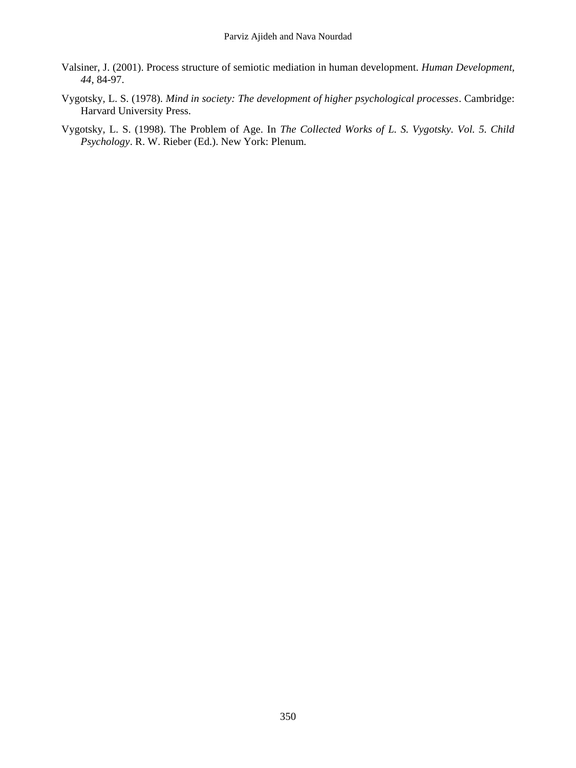Valsiner, J. (2001). Process structure of semiotic mediation in human development. *Human Development, 44*, 84-97.

Vygotsky, L. S. (1978). *Mind in society: The development of higher psychological processes*. Cambridge: Harvard University Press.

Vygotsky, L. S. (1998). The Problem of Age. In *The Collected Works of L. S. Vygotsky. Vol. 5. Child Psychology*. R. W. Rieber (Ed.). New York: Plenum.